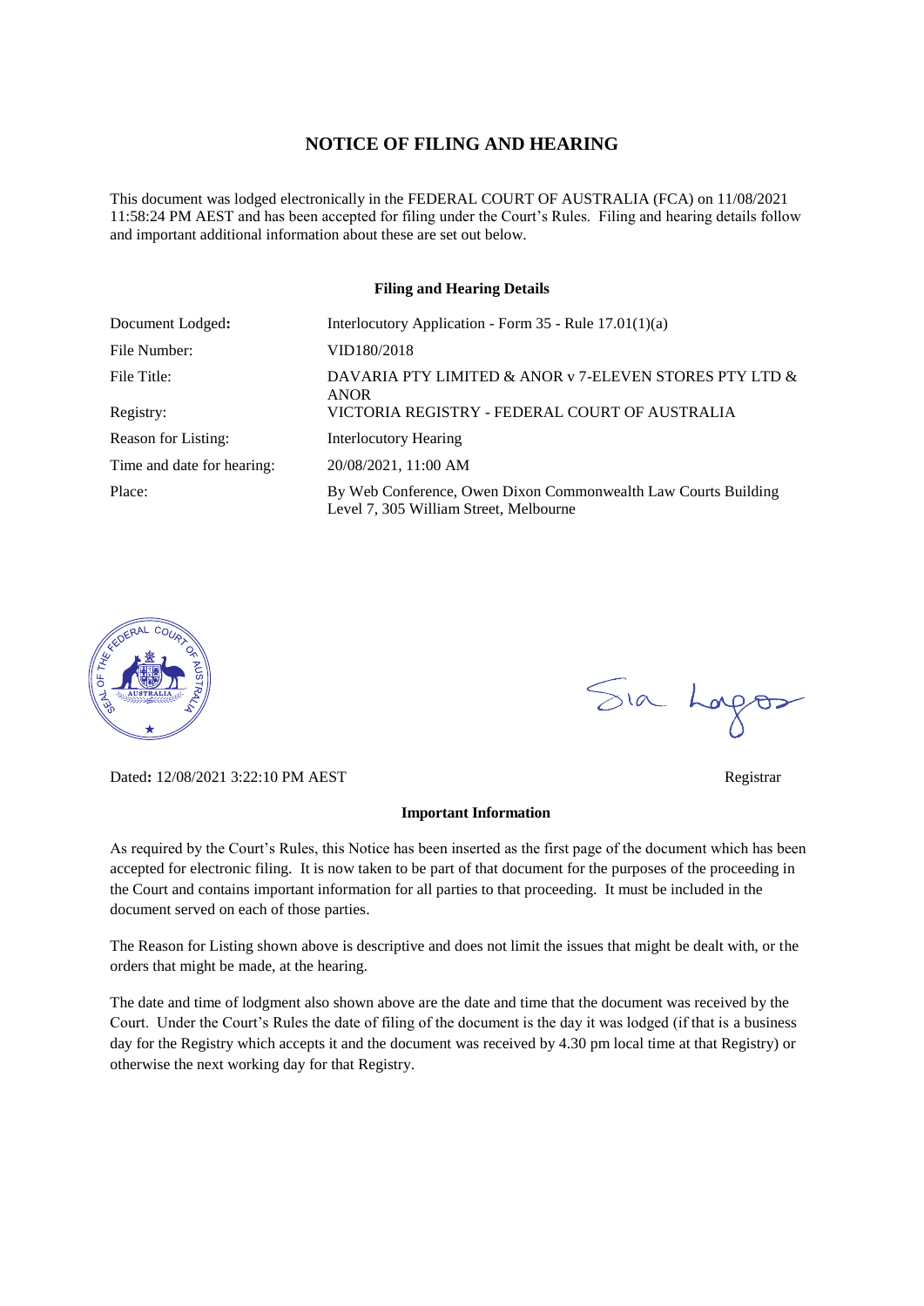# NOTICE OF FILING AND HEARING

This document was lodged electronically in the FEDERAL COURT OF AUSTRALIA (FCA) on 11/08/2021 11:58:24 PM AEST and has been accepted for filing under the Court's Rules. Filing and hearing details follow and important additional information about these are set out below.

### Filing and Hearing Details

| | |
|---|---|
| Document Lodged: | Interlocutory Application - Form 35 - Rule 17.01(1)(a) |
| File Number: | VID180/2018 |
| File Title: | DAVARIA PTY LIMITED & ANOR v 7-ELEVEN STORES PTY LTD & ANOR |
| Registry: | VICTORIA REGISTRY - FEDERAL COURT OF AUSTRALIA |
| Reason for Listing: | Interlocutory Hearing |
| Time and date for hearing: | 20/08/2021, 11:00 AM |
| Place: | By Web Conference, Owen Dixon Commonwealth Law Courts Building Level 7, 305 William Street, Melbourne |

Dated: 12/08/2021 3:22:10 PM AEST

Registrar

### Important Information

As required by the Court's Rules, this Notice has been inserted as the first page of the document which has been accepted for electronic filing. It is now taken to be part of that document for the purposes of the proceeding in the Court and contains important information for all parties to that proceeding. It must be included in the document served on each of those parties.

The Reason for Listing shown above is descriptive and does not limit the issues that might be dealt with, or the orders that might be made, at the hearing.

The date and time of lodgment also shown above are the date and time that the document was received by the Court. Under the Court's Rules the date of filing of the document is the day it was lodged (if that is a business day for the Registry which accepts it and the document was received by 4.30 pm local time at that Registry) or otherwise the next working day for that Registry.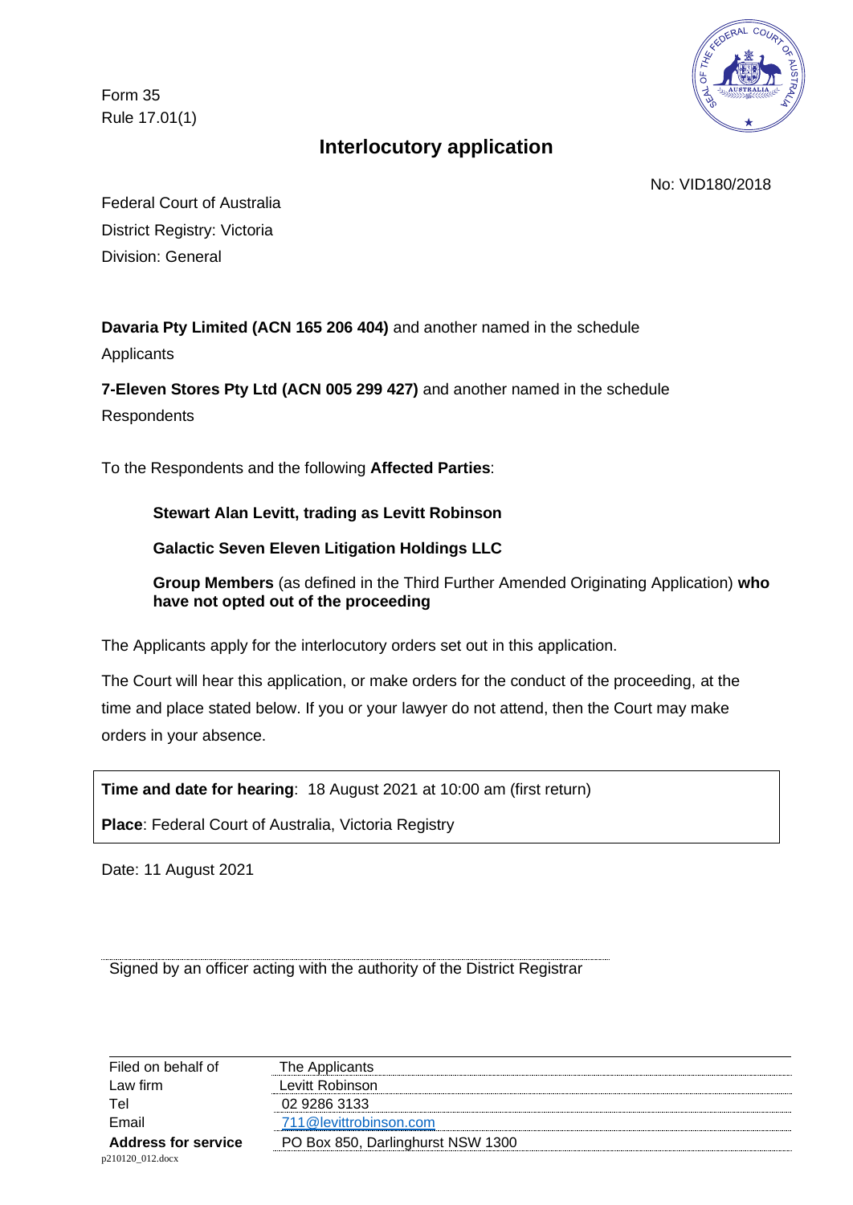Form 35
Rule 17.01(1)

# Interlocutory application

No: VID180/2018

Federal Court of Australia
District Registry: Victoria
Division: General

**Davaria Pty Limited (ACN 165 206 404)** and another named in the schedule
Applicants

**7-Eleven Stores Pty Ltd (ACN 005 299 427)** and another named in the schedule
Respondents

To the Respondents and the following **Affected Parties**:

> **Stewart Alan Levitt, trading as Levitt Robinson**
>
> **Galactic Seven Eleven Litigation Holdings LLC**
>
> **Group Members** (as defined in the Third Further Amended Originating Application) **who have not opted out of the proceeding**

The Applicants apply for the interlocutory orders set out in this application.

The Court will hear this application, or make orders for the conduct of the proceeding, at the time and place stated below. If you or your lawyer do not attend, then the Court may make orders in your absence.

**Time and date for hearing**: 18 August 2021 at 10:00 am (first return)

**Place**: Federal Court of Australia, Victoria Registry

Date: 11 August 2021

Signed by an officer acting with the authority of the District Registrar

| | |
|---|---|
| Filed on behalf of | The Applicants |
| Law firm | Levitt Robinson |
| Tel | 02 9286 3133 |
| Email | 711@levittrobinson.com |
| **Address for service** | PO Box 850, Darlinghurst NSW 1300 |

p210120_012.docx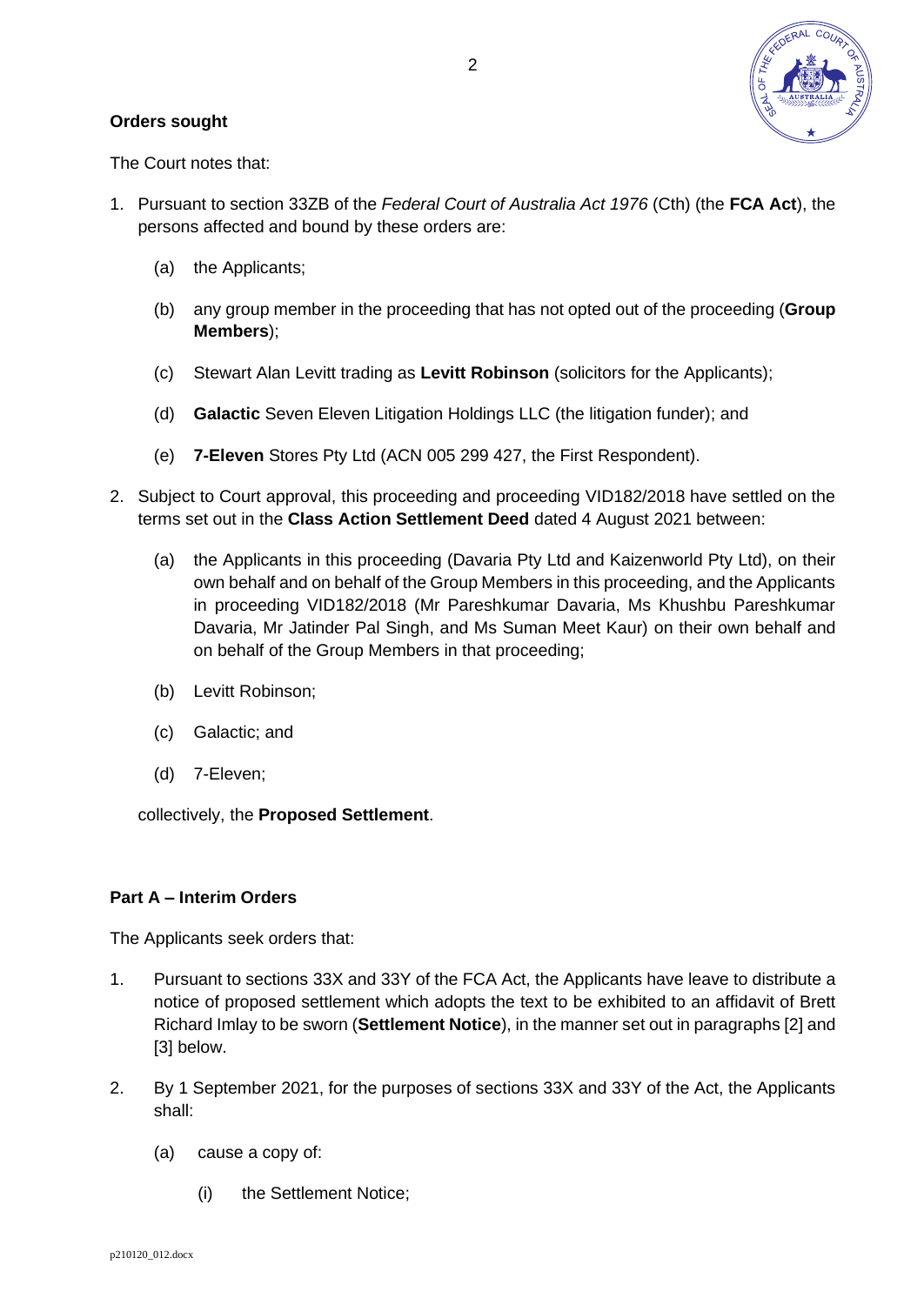**Orders sought**

The Court notes that:

1. Pursuant to section 33ZB of the *Federal Court of Australia Act 1976* (Cth) (the **FCA Act**), the persons affected and bound by these orders are:

   (a) the Applicants;

   (b) any group member in the proceeding that has not opted out of the proceeding (**Group Members**);

   (c) Stewart Alan Levitt trading as **Levitt Robinson** (solicitors for the Applicants);

   (d) **Galactic** Seven Eleven Litigation Holdings LLC (the litigation funder); and

   (e) **7-Eleven** Stores Pty Ltd (ACN 005 299 427, the First Respondent).

2. Subject to Court approval, this proceeding and proceeding VID182/2018 have settled on the terms set out in the **Class Action Settlement Deed** dated 4 August 2021 between:

   (a) the Applicants in this proceeding (Davaria Pty Ltd and Kaizenworld Pty Ltd), on their own behalf and on behalf of the Group Members in this proceeding, and the Applicants in proceeding VID182/2018 (Mr Pareshkumar Davaria, Ms Khushbu Pareshkumar Davaria, Mr Jatinder Pal Singh, and Ms Suman Meet Kaur) on their own behalf and on behalf of the Group Members in that proceeding;

   (b) Levitt Robinson;

   (c) Galactic; and

   (d) 7-Eleven;

   collectively, the **Proposed Settlement**.

**Part A – Interim Orders**

The Applicants seek orders that:

1. Pursuant to sections 33X and 33Y of the FCA Act, the Applicants have leave to distribute a notice of proposed settlement which adopts the text to be exhibited to an affidavit of Brett Richard Imlay to be sworn (**Settlement Notice**), in the manner set out in paragraphs [2] and [3] below.

2. By 1 September 2021, for the purposes of sections 33X and 33Y of the Act, the Applicants shall:

   (a) cause a copy of:

      (i) the Settlement Notice;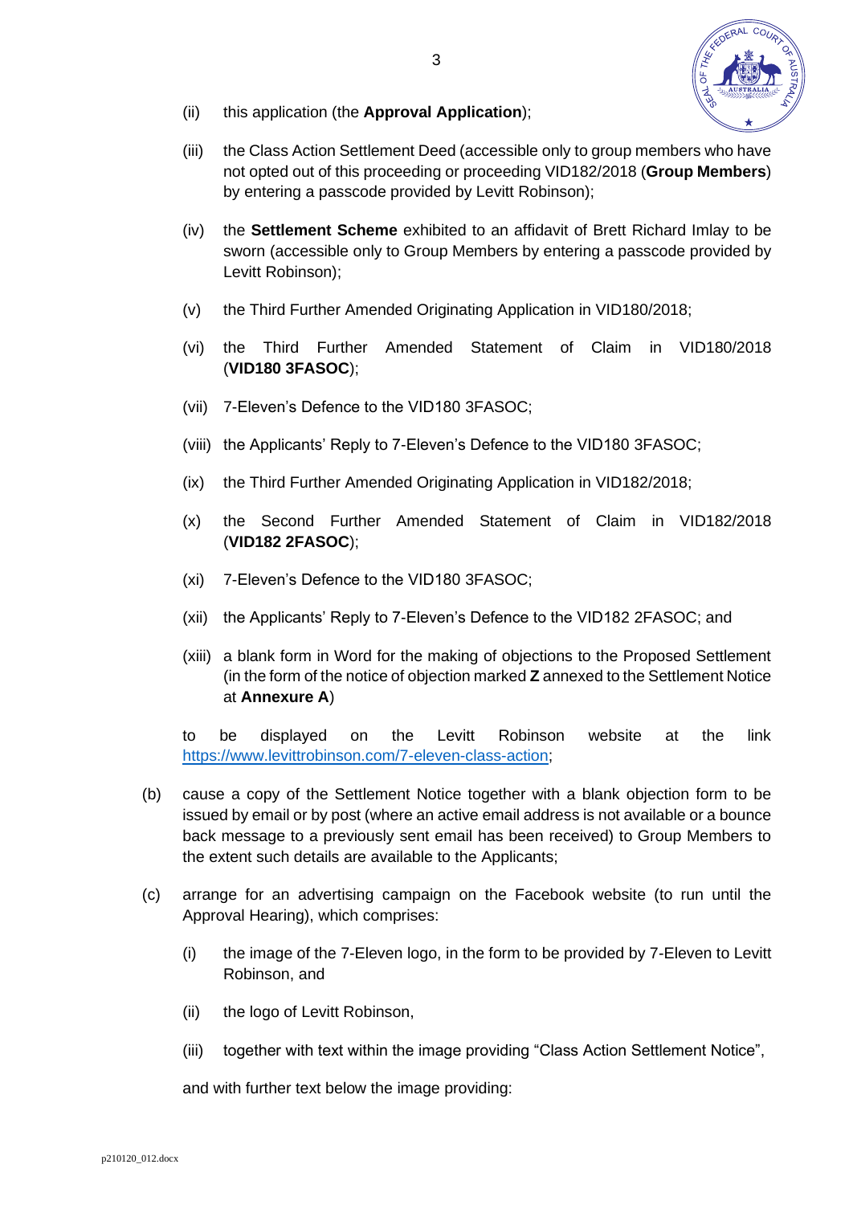(ii) this application (the **Approval Application**);

(iii) the Class Action Settlement Deed (accessible only to group members who have not opted out of this proceeding or proceeding VID182/2018 (**Group Members**) by entering a passcode provided by Levitt Robinson);

(iv) the **Settlement Scheme** exhibited to an affidavit of Brett Richard Imlay to be sworn (accessible only to Group Members by entering a passcode provided by Levitt Robinson);

(v) the Third Further Amended Originating Application in VID180/2018;

(vi) the Third Further Amended Statement of Claim in VID180/2018 (**VID180 3FASOC**);

(vii) 7-Eleven's Defence to the VID180 3FASOC;

(viii) the Applicants' Reply to 7-Eleven's Defence to the VID180 3FASOC;

(ix) the Third Further Amended Originating Application in VID182/2018;

(x) the Second Further Amended Statement of Claim in VID182/2018 (**VID182 2FASOC**);

(xi) 7-Eleven's Defence to the VID180 3FASOC;

(xii) the Applicants' Reply to 7-Eleven's Defence to the VID182 2FASOC; and

(xiii) a blank form in Word for the making of objections to the Proposed Settlement (in the form of the notice of objection marked **Z** annexed to the Settlement Notice at **Annexure A**)

to be displayed on the Levitt Robinson website at the link https://www.levittrobinson.com/7-eleven-class-action;

(b) cause a copy of the Settlement Notice together with a blank objection form to be issued by email or by post (where an active email address is not available or a bounce back message to a previously sent email has been received) to Group Members to the extent such details are available to the Applicants;

(c) arrange for an advertising campaign on the Facebook website (to run until the Approval Hearing), which comprises:

(i) the image of the 7-Eleven logo, in the form to be provided by 7-Eleven to Levitt Robinson, and

(ii) the logo of Levitt Robinson,

(iii) together with text within the image providing "Class Action Settlement Notice",

and with further text below the image providing: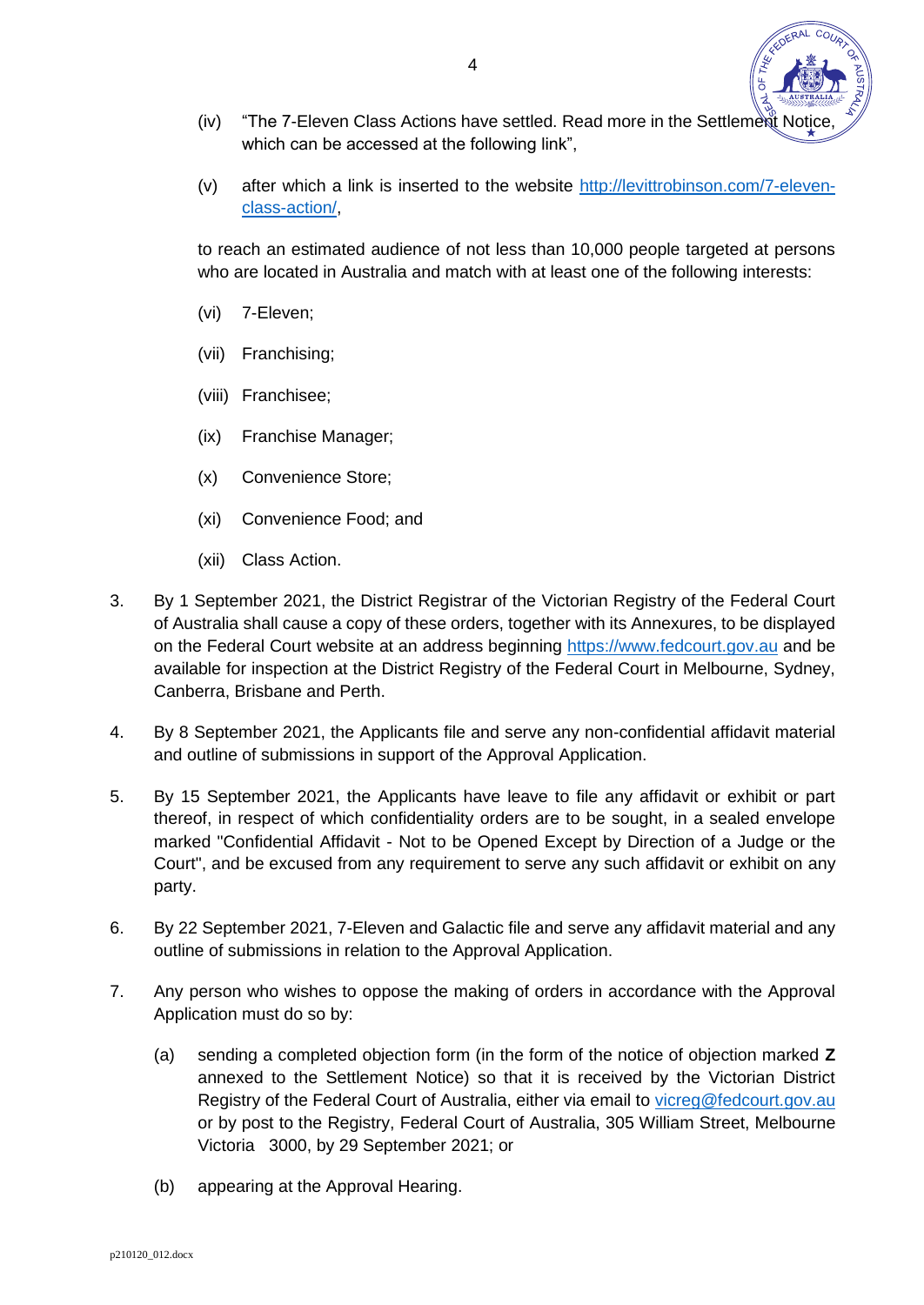(iv) "The 7-Eleven Class Actions have settled. Read more in the Settlement Notice, which can be accessed at the following link",

(v) after which a link is inserted to the website http://levittrobinson.com/7-eleven-class-action/,

to reach an estimated audience of not less than 10,000 people targeted at persons who are located in Australia and match with at least one of the following interests:

(vi) 7-Eleven;

(vii) Franchising;

(viii) Franchisee;

(ix) Franchise Manager;

(x) Convenience Store;

(xi) Convenience Food; and

(xii) Class Action.

3. By 1 September 2021, the District Registrar of the Victorian Registry of the Federal Court of Australia shall cause a copy of these orders, together with its Annexures, to be displayed on the Federal Court website at an address beginning https://www.fedcourt.gov.au and be available for inspection at the District Registry of the Federal Court in Melbourne, Sydney, Canberra, Brisbane and Perth.

4. By 8 September 2021, the Applicants file and serve any non-confidential affidavit material and outline of submissions in support of the Approval Application.

5. By 15 September 2021, the Applicants have leave to file any affidavit or exhibit or part thereof, in respect of which confidentiality orders are to be sought, in a sealed envelope marked "Confidential Affidavit - Not to be Opened Except by Direction of a Judge or the Court", and be excused from any requirement to serve any such affidavit or exhibit on any party.

6. By 22 September 2021, 7-Eleven and Galactic file and serve any affidavit material and any outline of submissions in relation to the Approval Application.

7. Any person who wishes to oppose the making of orders in accordance with the Approval Application must do so by:

(a) sending a completed objection form (in the form of the notice of objection marked **Z** annexed to the Settlement Notice) so that it is received by the Victorian District Registry of the Federal Court of Australia, either via email to vicreg@fedcourt.gov.au or by post to the Registry, Federal Court of Australia, 305 William Street, Melbourne Victoria 3000, by 29 September 2021; or

(b) appearing at the Approval Hearing.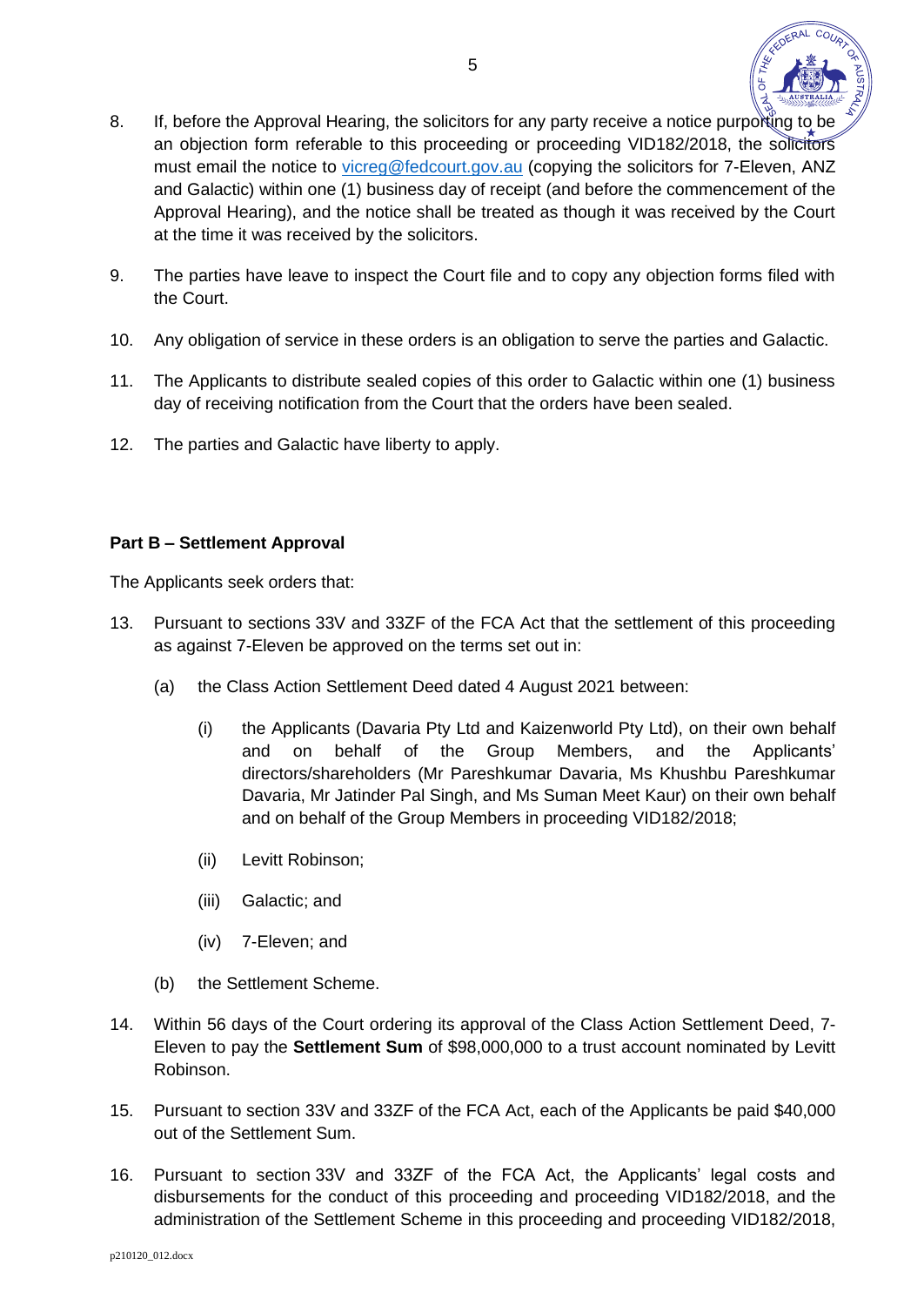8. If, before the Approval Hearing, the solicitors for any party receive a notice purporting to be an objection form referable to this proceeding or proceeding VID182/2018, the solicitors must email the notice to vicreg@fedcourt.gov.au (copying the solicitors for 7-Eleven, ANZ and Galactic) within one (1) business day of receipt (and before the commencement of the Approval Hearing), and the notice shall be treated as though it was received by the Court at the time it was received by the solicitors.

9. The parties have leave to inspect the Court file and to copy any objection forms filed with the Court.

10. Any obligation of service in these orders is an obligation to serve the parties and Galactic.

11. The Applicants to distribute sealed copies of this order to Galactic within one (1) business day of receiving notification from the Court that the orders have been sealed.

12. The parties and Galactic have liberty to apply.

**Part B – Settlement Approval**

The Applicants seek orders that:

13. Pursuant to sections 33V and 33ZF of the FCA Act that the settlement of this proceeding as against 7-Eleven be approved on the terms set out in:

    (a) the Class Action Settlement Deed dated 4 August 2021 between:

        (i) the Applicants (Davaria Pty Ltd and Kaizenworld Pty Ltd), on their own behalf and on behalf of the Group Members, and the Applicants' directors/shareholders (Mr Pareshkumar Davaria, Ms Khushbu Pareshkumar Davaria, Mr Jatinder Pal Singh, and Ms Suman Meet Kaur) on their own behalf and on behalf of the Group Members in proceeding VID182/2018;

        (ii) Levitt Robinson;

        (iii) Galactic; and

        (iv) 7-Eleven; and

    (b) the Settlement Scheme.

14. Within 56 days of the Court ordering its approval of the Class Action Settlement Deed, 7-Eleven to pay the **Settlement Sum** of $98,000,000 to a trust account nominated by Levitt Robinson.

15. Pursuant to section 33V and 33ZF of the FCA Act, each of the Applicants be paid $40,000 out of the Settlement Sum.

16. Pursuant to section 33V and 33ZF of the FCA Act, the Applicants' legal costs and disbursements for the conduct of this proceeding and proceeding VID182/2018, and the administration of the Settlement Scheme in this proceeding and proceeding VID182/2018,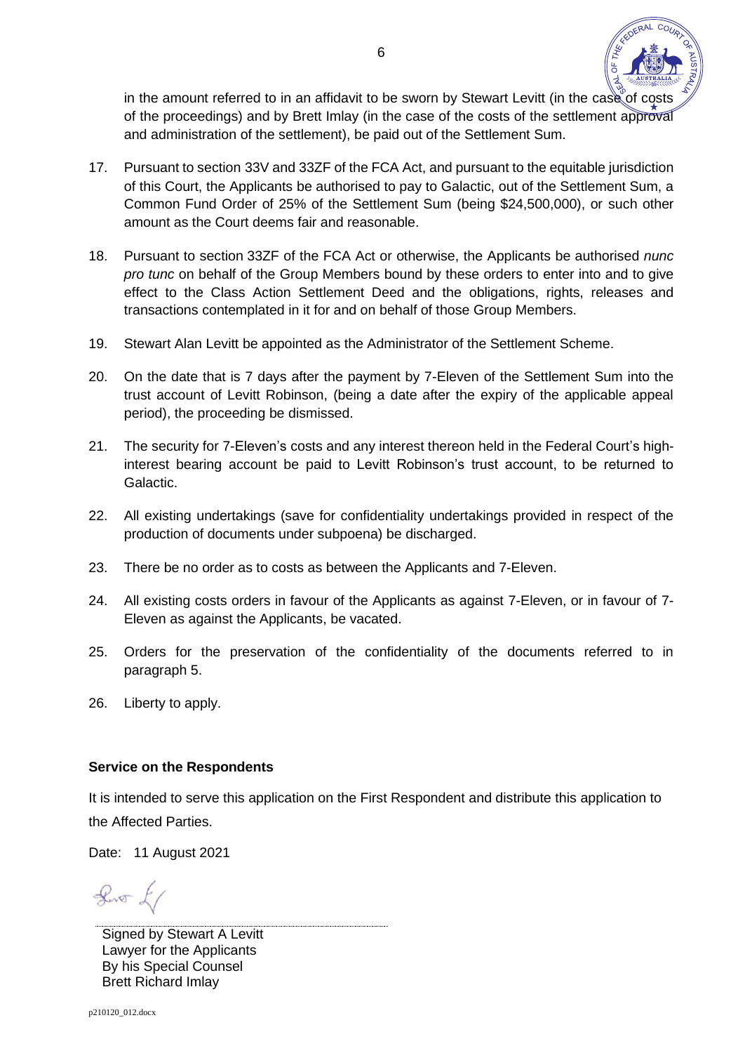in the amount referred to in an affidavit to be sworn by Stewart Levitt (in the case of costs of the proceedings) and by Brett Imlay (in the case of the costs of the settlement approval and administration of the settlement), be paid out of the Settlement Sum.

17. Pursuant to section 33V and 33ZF of the FCA Act, and pursuant to the equitable jurisdiction of this Court, the Applicants be authorised to pay to Galactic, out of the Settlement Sum, a Common Fund Order of 25% of the Settlement Sum (being $24,500,000), or such other amount as the Court deems fair and reasonable.

18. Pursuant to section 33ZF of the FCA Act or otherwise, the Applicants be authorised *nunc pro tunc* on behalf of the Group Members bound by these orders to enter into and to give effect to the Class Action Settlement Deed and the obligations, rights, releases and transactions contemplated in it for and on behalf of those Group Members.

19. Stewart Alan Levitt be appointed as the Administrator of the Settlement Scheme.

20. On the date that is 7 days after the payment by 7-Eleven of the Settlement Sum into the trust account of Levitt Robinson, (being a date after the expiry of the applicable appeal period), the proceeding be dismissed.

21. The security for 7-Eleven's costs and any interest thereon held in the Federal Court's high-interest bearing account be paid to Levitt Robinson's trust account, to be returned to Galactic.

22. All existing undertakings (save for confidentiality undertakings provided in respect of the production of documents under subpoena) be discharged.

23. There be no order as to costs as between the Applicants and 7-Eleven.

24. All existing costs orders in favour of the Applicants as against 7-Eleven, or in favour of 7-Eleven as against the Applicants, be vacated.

25. Orders for the preservation of the confidentiality of the documents referred to in paragraph 5.

26. Liberty to apply.

**Service on the Respondents**

It is intended to serve this application on the First Respondent and distribute this application to the Affected Parties.

Date: 11 August 2021

Signed by Stewart A Levitt
Lawyer for the Applicants
By his Special Counsel
Brett Richard Imlay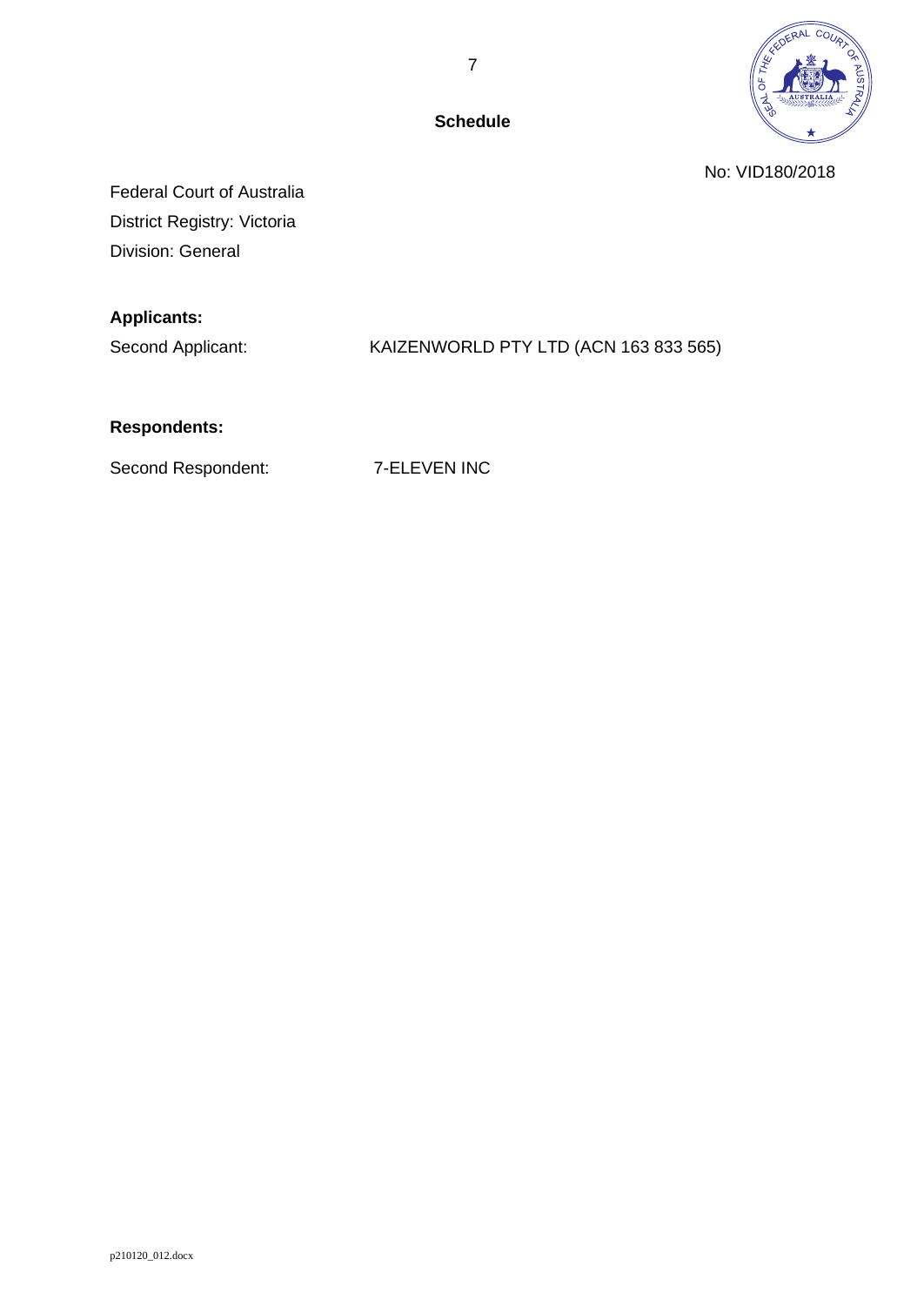**Schedule**

No: VID180/2018

Federal Court of Australia
District Registry: Victoria
Division: General

**Applicants:**

| | |
|---|---|
| Second Applicant: | KAIZENWORLD PTY LTD (ACN 163 833 565) |

**Respondents:**

| | |
|---|---|
| Second Respondent: | 7-ELEVEN INC |